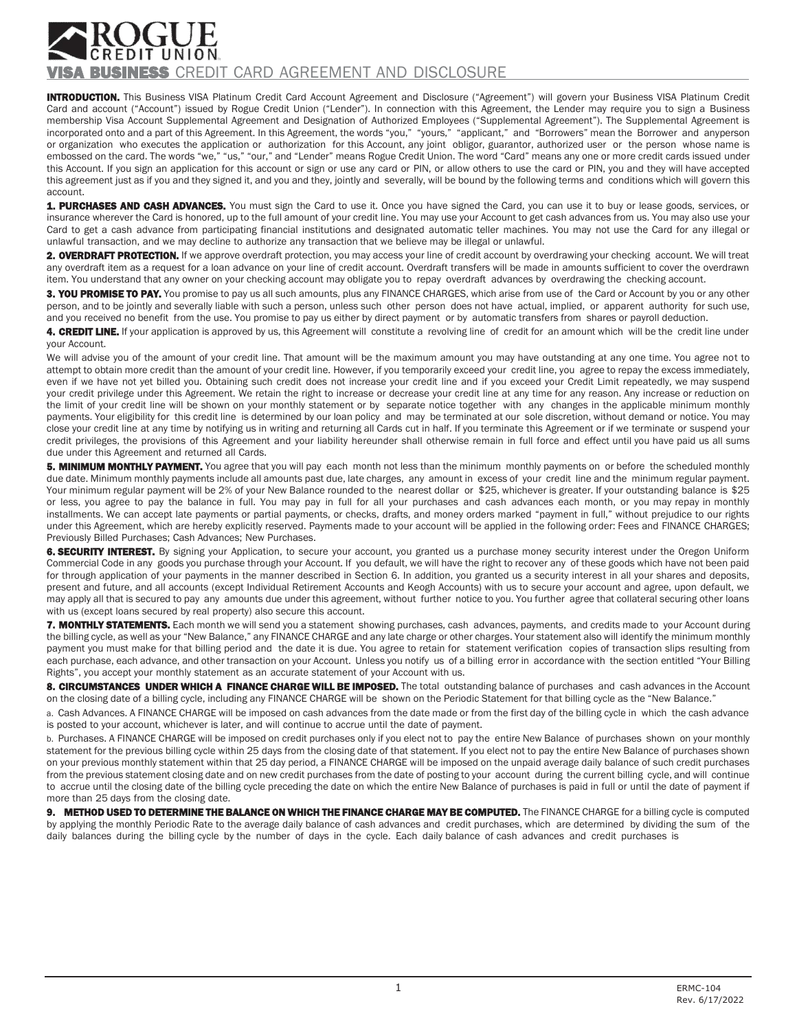# ROGUE CREDIT UNION

## VISA BUSINESS CREDIT CARD AGREEMENT AND DISCLOSURE

**INTRODUCTION.** This Business VISA Platinum Credit Card Account Agreement and Disclosure ("Agreement") will govern your Business VISA Platinum Credit Card and account ("Account") issued by Rogue Credit Union ("Lender"). In connection with this Agreement, the Lender may require you to sign a Business membership Visa Account Supplemental Agreement and Designation of Authorized Employees ("Supplemental Agreement"). The Supplemental Agreement is incorporated onto and a part of this Agreement. In this Agreement, the words "you," "yours," "applicant," and "Borrowers" mean the Borrower and anyperson or organization who executes the application or authorization for this Account, any joint obligor, guarantor, authorized user or the person whose name is embossed on the card. The words "we," "us," "our," and "Lender" means Rogue Credit Union. The word "Card" means any one or more credit cards issued under this Account. If you sign an application for this account or sign or use any card or PIN, or allow others to use the card or PIN, you and they will have accepted this agreement just as if you and they signed it, and you and they, jointly and severally, will be bound by the following terms and conditions which will govern this account.

**1. PURCHASES AND CASH ADVANCES.** You must sign the Card to use it. Once you have signed the Card, you can use it to buy or lease goods, services, or insurance wherever the Card is honored, up to the full amount of your credit line. You may use your Account to get cash advances from us. You may also use your Card to get a cash advance from participating financial institutions and designated automatic teller machines. You may not use the Card for any illegal or unlawful transaction, and we may decline to authorize any transaction that we believe may be illegal or unlawful.

**2. OVERDRAFT PROTECTION.** If we approve overdraft protection, you may access your line of credit account by overdrawing your checking account. We will treat any overdraft item as a request for a loan advance on your line of credit account. Overdraft transfers will be made in amounts sufficient to cover the overdrawn item. You understand that any owner on your checking account may obligate you to repay overdraft advances by overdrawing the checking account.

**3. YOU PROMISE TO PAY.** You promise to pay us all such amounts, plus any FINANCE CHARGES, which arise from use of the Card or Account by you or any other person, and to be jointly and severally liable with such a person, unless such other person does not have actual, implied, or apparent authority for such use, and you received no benefit from the use. You promise to pay us either by direct payment or by automatic transfers from shares or payroll deduction.

**4. CREDIT LINE.** If your application is approved by us, this Agreement will constitute a revolving line of credit for an amount which will be the credit line under your Account.

We will advise you of the amount of your credit line. That amount will be the maximum amount you may have outstanding at any one time. You agree not to attempt to obtain more credit than the amount of your credit line. However, if you temporarily exceed your credit line, you agree to repay the excess immediately, even if we have not yet billed you. Obtaining such credit does not increase your credit line and if you exceed your Credit Limit repeatedly, we may suspend your credit privilege under this Agreement. We retain the right to increase or decrease your credit line at any time for any reason. Any increase or reduction on the limit of your credit line will be shown on your monthly statement or by separate notice together with any changes in the applicable minimum monthly payments. Your eligibility for this credit line is determined by our loan policy and may be terminated at our sole discretion, without demand or notice. You may close your credit line at any time by notifying us in writing and returning all Cards cut in half. If you terminate this Agreement or if we terminate or suspend your credit privileges, the provisions of this Agreement and your liability hereunder shall otherwise remain in full force and effect until you have paid us all sums due under this Agreement and returned all Cards.

**5. MINIMUM MONTHLY PAYMENT.** You agree that you will pay each month not less than the minimum monthly payments on or before the scheduled monthly due date. Minimum monthly payments include all amounts past due, late charges, any amount in excess of your credit line and the minimum regular payment. Your minimum regular payment will be 2% of your New Balance rounded to the nearest dollar or $25, whichever is greater. If your outstanding balance is $25 or less, you agree to pay the balance in full. You may pay in full for all your purchases and cash advances each month, or you may repay in monthly installments. We can accept late payments or partial payments, or checks, drafts, and money orders marked "payment in full," without prejudice to our rights under this Agreement, which are hereby explicitly reserved. Payments made to your account will be applied in the following order: Fees and FINANCE CHARGES; Previously Billed Purchases; Cash Advances; New Purchases.

**6. SECURITY INTEREST.** By signing your Application, to secure your account, you granted us a purchase money security interest under the Oregon Uniform Commercial Code in any goods you purchase through your Account. If you default, we will have the right to recover any of these goods which have not been paid for through application of your payments in the manner described in Section 6. In addition, you granted us a security interest in all your shares and deposits, present and future, and all accounts (except Individual Retirement Accounts and Keogh Accounts) with us to secure your account and agree, upon default, we may apply all that is secured to pay any amounts due under this agreement, without further notice to you. You further agree that collateral securing other loans with us (except loans secured by real property) also secure this account.

**7. MONTHLY STATEMENTS.** Each month we will send you a statement showing purchases, cash advances, payments, and credits made to your Account during the billing cycle, as well as your "New Balance," any FINANCE CHARGE and any late charge or other charges. Your statement also will identify the minimum monthly payment you must make for that billing period and the date it is due. You agree to retain for statement verification copies of transaction slips resulting from each purchase, each advance, and other transaction on your Account. Unless you notify us of a billing error in accordance with the section entitled "Your Billing Rights", you accept your monthly statement as an accurate statement of your Account with us.

**8. CIRCUMSTANCES UNDER WHICH A FINANCE CHARGE WILL BE IMPOSED.** The total outstanding balance of purchases and cash advances in the Account on the closing date of a billing cycle, including any FINANCE CHARGE will be shown on the Periodic Statement for that billing cycle as the "New Balance."

a. Cash Advances. A FINANCE CHARGE will be imposed on cash advances from the date made or from the first day of the billing cycle in which the cash advance is posted to your account, whichever is later, and will continue to accrue until the date of payment.

b. Purchases. A FINANCE CHARGE will be imposed on credit purchases only if you elect not to pay the entire New Balance of purchases shown on your monthly statement for the previous billing cycle within 25 days from the closing date of that statement. If you elect not to pay the entire New Balance of purchases shown on your previous monthly statement within that 25 day period, a FINANCE CHARGE will be imposed on the unpaid average daily balance of such credit purchases from the previous statement closing date and on new credit purchases from the date of posting to your account during the current billing cycle, and will continue to accrue until the closing date of the billing cycle preceding the date on which the entire New Balance of purchases is paid in full or until the date of payment if more than 25 days from the closing date.

**9. METHOD USED TO DETERMINE THE BALANCE ON WHICH THE FINANCE CHARGE MAY BE COMPUTED.** The FINANCE CHARGE for a billing cycle is computed by applying the monthly Periodic Rate to the average daily balance of cash advances and credit purchases, which are determined by dividing the sum of the daily balances during the billing cycle by the number of days in the cycle. Each daily balance of cash advances and credit purchases is

ERMC-104
Rev. 6/17/2022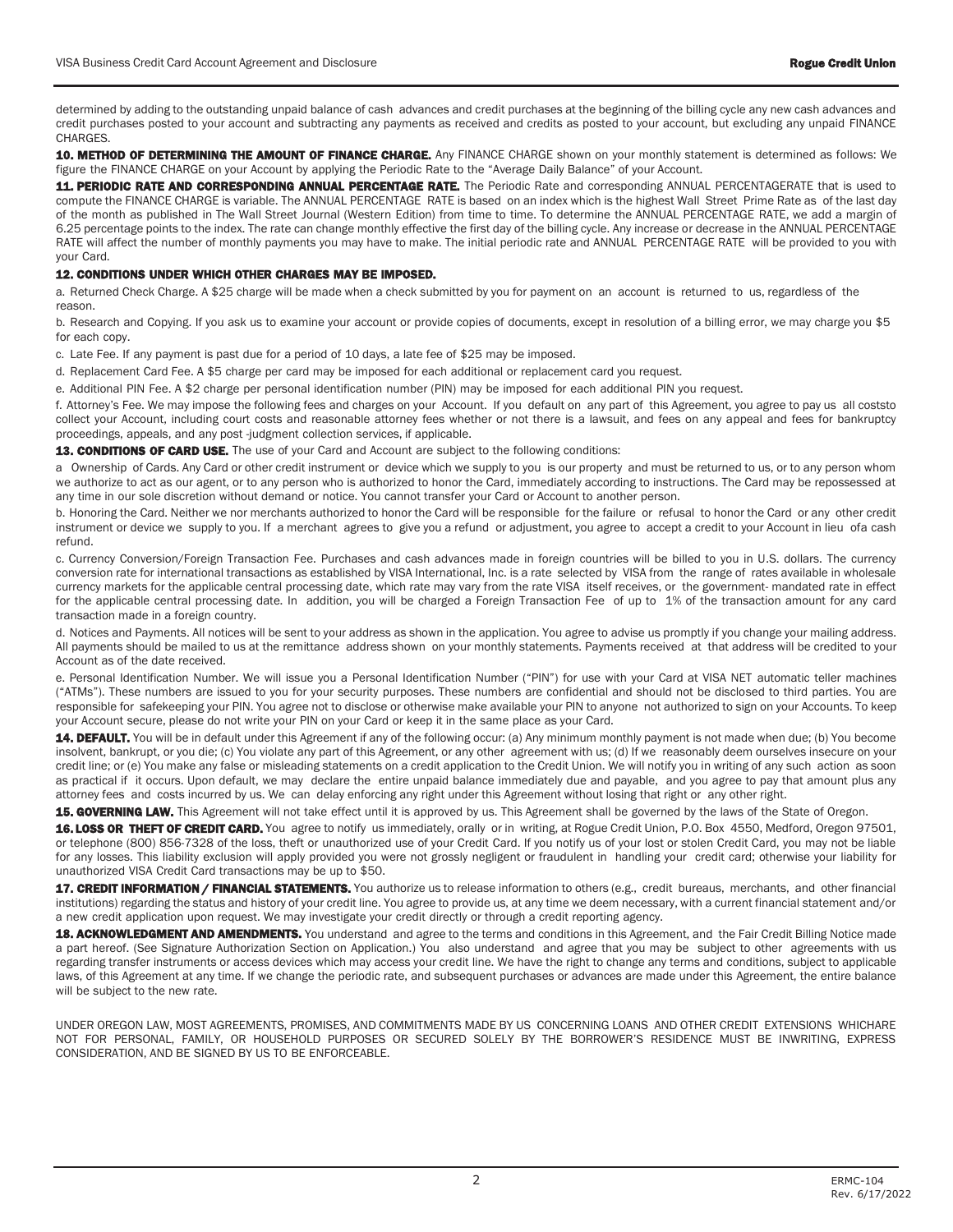determined by adding to the outstanding unpaid balance of cash advances and credit purchases at the beginning of the billing cycle any new cash advances and credit purchases posted to your account and subtracting any payments as received and credits as posted to your account, but excluding any unpaid FINANCE CHARGES.

**10. METHOD OF DETERMINING THE AMOUNT OF FINANCE CHARGE.** Any FINANCE CHARGE shown on your monthly statement is determined as follows: We figure the FINANCE CHARGE on your Account by applying the Periodic Rate to the "Average Daily Balance" of your Account.

**11. PERIODIC RATE AND CORRESPONDING ANNUAL PERCENTAGE RATE.** The Periodic Rate and corresponding ANNUAL PERCENTAGERATE that is used to compute the FINANCE CHARGE is variable. The ANNUAL PERCENTAGE RATE is based on an index which is the highest Wall Street Prime Rate as of the last day of the month as published in The Wall Street Journal (Western Edition) from time to time. To determine the ANNUAL PERCENTAGE RATE, we add a margin of 6.25 percentage points to the index. The rate can change monthly effective the first day of the billing cycle. Any increase or decrease in the ANNUAL PERCENTAGE RATE will affect the number of monthly payments you may have to make. The initial periodic rate and ANNUAL PERCENTAGE RATE will be provided to you with your Card.

**12. CONDITIONS UNDER WHICH OTHER CHARGES MAY BE IMPOSED.**

a. Returned Check Charge. A $25 charge will be made when a check submitted by you for payment on an account is returned to us, regardless of the reason.

b. Research and Copying. If you ask us to examine your account or provide copies of documents, except in resolution of a billing error, we may charge you $5 for each copy.

c. Late Fee. If any payment is past due for a period of 10 days, a late fee of $25 may be imposed.

d. Replacement Card Fee. A $5 charge per card may be imposed for each additional or replacement card you request.

e. Additional PIN Fee. A $2 charge per personal identification number (PIN) may be imposed for each additional PIN you request.

f. Attorney's Fee. We may impose the following fees and charges on your Account. If you default on any part of this Agreement, you agree to pay us all coststo collect your Account, including court costs and reasonable attorney fees whether or not there is a lawsuit, and fees on any appeal and fees for bankruptcy proceedings, appeals, and any post -judgment collection services, if applicable.

**13. CONDITIONS OF CARD USE.** The use of your Card and Account are subject to the following conditions:

a Ownership of Cards. Any Card or other credit instrument or device which we supply to you is our property and must be returned to us, or to any person whom we authorize to act as our agent, or to any person who is authorized to honor the Card, immediately according to instructions. The Card may be repossessed at any time in our sole discretion without demand or notice. You cannot transfer your Card or Account to another person.

b. Honoring the Card. Neither we nor merchants authorized to honor the Card will be responsible for the failure or refusal to honor the Card or any other credit instrument or device we supply to you. If a merchant agrees to give you a refund or adjustment, you agree to accept a credit to your Account in lieu ofa cash refund.

c. Currency Conversion/Foreign Transaction Fee. Purchases and cash advances made in foreign countries will be billed to you in U.S. dollars. The currency conversion rate for international transactions as established by VISA International, Inc. is a rate selected by VISA from the range of rates available in wholesale currency markets for the applicable central processing date, which rate may vary from the rate VISA itself receives, or the government- mandated rate in effect for the applicable central processing date. In addition, you will be charged a Foreign Transaction Fee of up to 1% of the transaction amount for any card transaction made in a foreign country.

d. Notices and Payments. All notices will be sent to your address as shown in the application. You agree to advise us promptly if you change your mailing address. All payments should be mailed to us at the remittance address shown on your monthly statements. Payments received at that address will be credited to your Account as of the date received.

e. Personal Identification Number. We will issue you a Personal Identification Number ("PIN") for use with your Card at VISA NET automatic teller machines ("ATMs"). These numbers are issued to you for your security purposes. These numbers are confidential and should not be disclosed to third parties. You are responsible for safekeeping your PIN. You agree not to disclose or otherwise make available your PIN to anyone not authorized to sign on your Accounts. To keep your Account secure, please do not write your PIN on your Card or keep it in the same place as your Card.

**14. DEFAULT.** You will be in default under this Agreement if any of the following occur: (a) Any minimum monthly payment is not made when due; (b) You become insolvent, bankrupt, or you die; (c) You violate any part of this Agreement, or any other agreement with us; (d) If we reasonably deem ourselves insecure on your credit line; or (e) You make any false or misleading statements on a credit application to the Credit Union. We will notify you in writing of any such action as soon as practical if it occurs. Upon default, we may declare the entire unpaid balance immediately due and payable, and you agree to pay that amount plus any attorney fees and costs incurred by us. We can delay enforcing any right under this Agreement without losing that right or any other right.

**15. GOVERNING LAW.** This Agreement will not take effect until it is approved by us. This Agreement shall be governed by the laws of the State of Oregon.

**16. LOSS OR THEFT OF CREDIT CARD.** You agree to notify us immediately, orally or in writing, at Rogue Credit Union, P.O. Box 4550, Medford, Oregon 97501, or telephone (800) 856-7328 of the loss, theft or unauthorized use of your Credit Card. If you notify us of your lost or stolen Credit Card, you may not be liable for any losses. This liability exclusion will apply provided you were not grossly negligent or fraudulent in handling your credit card; otherwise your liability for unauthorized VISA Credit Card transactions may be up to $50.

**17. CREDIT INFORMATION / FINANCIAL STATEMENTS.** You authorize us to release information to others (e.g., credit bureaus, merchants, and other financial institutions) regarding the status and history of your credit line. You agree to provide us, at any time we deem necessary, with a current financial statement and/or a new credit application upon request. We may investigate your credit directly or through a credit reporting agency.

**18. ACKNOWLEDGMENT AND AMENDMENTS.** You understand and agree to the terms and conditions in this Agreement, and the Fair Credit Billing Notice made a part hereof. (See Signature Authorization Section on Application.) You also understand and agree that you may be subject to other agreements with us regarding transfer instruments or access devices which may access your credit line. We have the right to change any terms and conditions, subject to applicable laws, of this Agreement at any time. If we change the periodic rate, and subsequent purchases or advances are made under this Agreement, the entire balance will be subject to the new rate.

UNDER OREGON LAW, MOST AGREEMENTS, PROMISES, AND COMMITMENTS MADE BY US CONCERNING LOANS AND OTHER CREDIT EXTENSIONS WHICHARE NOT FOR PERSONAL, FAMILY, OR HOUSEHOLD PURPOSES OR SECURED SOLELY BY THE BORROWER'S RESIDENCE MUST BE INWRITING, EXPRESS CONSIDERATION, AND BE SIGNED BY US TO BE ENFORCEABLE.

ERMC-104
Rev. 6/17/2022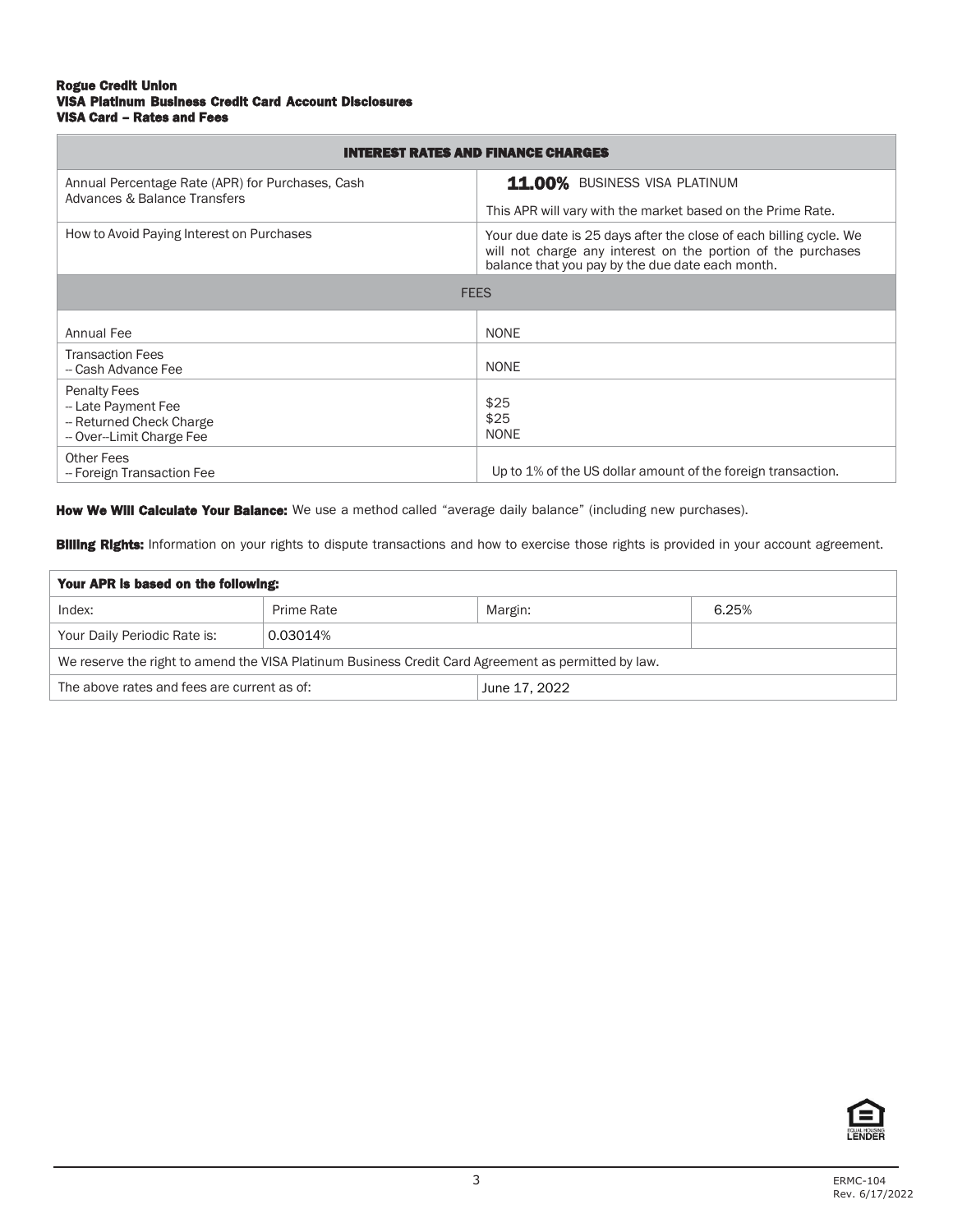**Rogue Credit Union**
**VISA Platinum Business Credit Card Account Disclosures**
**VISA Card – Rates and Fees**

| INTEREST RATES AND FINANCE CHARGES | |
|---|---|
| Annual Percentage Rate (APR) for Purchases, Cash Advances & Balance Transfers | **11.00%** BUSINESS VISA PLATINUM<br>This APR will vary with the market based on the Prime Rate. |
| How to Avoid Paying Interest on Purchases | Your due date is 25 days after the close of each billing cycle. We will not charge any interest on the portion of the purchases balance that you pay by the due date each month. |
| **FEES** | |
| Annual Fee | NONE |
| Transaction Fees<br>-- Cash Advance Fee | NONE |
| Penalty Fees<br>-- Late Payment Fee<br>-- Returned Check Charge<br>-- Over--Limit Charge Fee | <br>$25<br>$25<br>NONE |
| Other Fees<br>-- Foreign Transaction Fee | Up to 1% of the US dollar amount of the foreign transaction. |

**How We Will Calculate Your Balance:** We use a method called "average daily balance" (including new purchases).

**Billing Rights:** Information on your rights to dispute transactions and how to exercise those rights is provided in your account agreement.

| **Your APR is based on the following:** | | | |
|---|---|---|---|
| Index: | Prime Rate | Margin: | 6.25% |
| Your Daily Periodic Rate is: | 0.03014% | | |
| We reserve the right to amend the VISA Platinum Business Credit Card Agreement as permitted by law. | | | |
| The above rates and fees are current as of: | | June 17, 2022 | |

ERMC-104
Rev. 6/17/2022